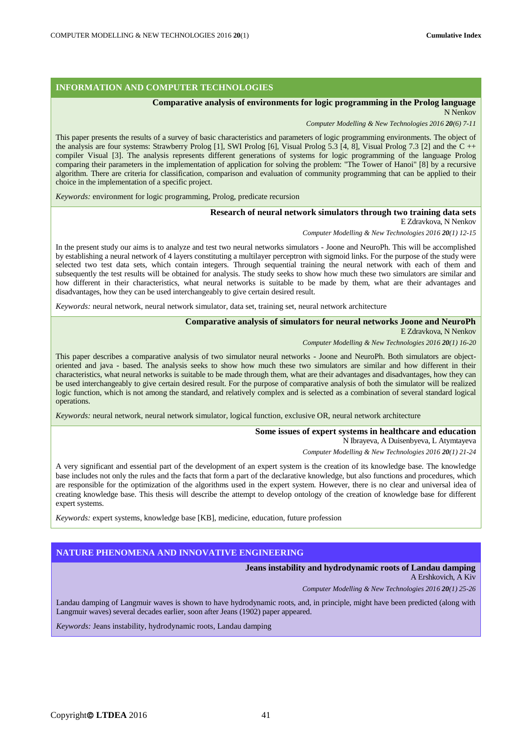## INFORMATION AND COMPUTER TECHNOLOGIES

### Comparative analysis of environments for logic programming in the Prolog language

N Nenkov

*Computer Modelling & New Technologies 2016* ***20****(6) 7-11*

This paper presents the results of a survey of basic characteristics and parameters of logic programming environments. The object of the analysis are four systems: Strawberry Prolog [1], SWI Prolog [6], Visual Prolog 5.3 [4, 8], Visual Prolog 7.3 [2] and the C ++ compiler Visual [3]. The analysis represents different generations of systems for logic programming of the language Prolog comparing their parameters in the implementation of application for solving the problem: "The Tower of Hanoi" [8] by a recursive algorithm. There are criteria for classification, comparison and evaluation of community programming that can be applied to their choice in the implementation of a specific project.

*Keywords:* environment for logic programming, Prolog, predicate recursion

### Research of neural network simulators through two training data sets

E Zdravkova, N Nenkov

*Computer Modelling & New Technologies 2016* ***20****(1) 12-15*

In the present study our aims is to analyze and test two neural networks simulators - Joone and NeuroPh. This will be accomplished by establishing a neural network of 4 layers constituting a multilayer perceptron with sigmoid links. For the purpose of the study were selected two test data sets, which contain integers. Through sequential training the neural network with each of them and subsequently the test results will be obtained for analysis. The study seeks to show how much these two simulators are similar and how different in their characteristics, what neural networks is suitable to be made by them, what are their advantages and disadvantages, how they can be used interchangeably to give certain desired result.

*Keywords:* neural network, neural network simulator, data set, training set, neural network architecture

### Comparative analysis of simulators for neural networks Joone and NeuroPh

E Zdravkova, N Nenkov

*Computer Modelling & New Technologies 2016* ***20****(1) 16-20*

This paper describes a comparative analysis of two simulator neural networks - Joone and NeuroPh. Both simulators are object-oriented and java - based. The analysis seeks to show how much these two simulators are similar and how different in their characteristics, what neural networks is suitable to be made through them, what are their advantages and disadvantages, how they can be used interchangeably to give certain desired result. For the purpose of comparative analysis of both the simulator will be realized logic function, which is not among the standard, and relatively complex and is selected as a combination of several standard logical operations.

*Keywords:* neural network, neural network simulator, logical function, exclusive OR, neural network architecture

### Some issues of expert systems in healthcare and education

N Ibrayeva, A Duisenbyeva, L Atymtayeva

*Computer Modelling & New Technologies 2016* ***20****(1) 21-24*

A very significant and essential part of the development of an expert system is the creation of its knowledge base. The knowledge base includes not only the rules and the facts that form a part of the declarative knowledge, but also functions and procedures, which are responsible for the optimization of the algorithms used in the expert system. However, there is no clear and universal idea of creating knowledge base. This thesis will describe the attempt to develop ontology of the creation of knowledge base for different expert systems.

*Keywords:* expert systems, knowledge base [KB], medicine, education, future profession

## NATURE PHENOMENA AND INNOVATIVE ENGINEERING

### Jeans instability and hydrodynamic roots of Landau damping

A Ershkovich, A Kiv

*Computer Modelling & New Technologies 2016* ***20****(1) 25-26*

Landau damping of Langmuir waves is shown to have hydrodynamic roots, and, in principle, might have been predicted (along with Langmuir waves) several decades earlier, soon after Jeans (1902) paper appeared.

*Keywords:* Jeans instability, hydrodynamic roots, Landau damping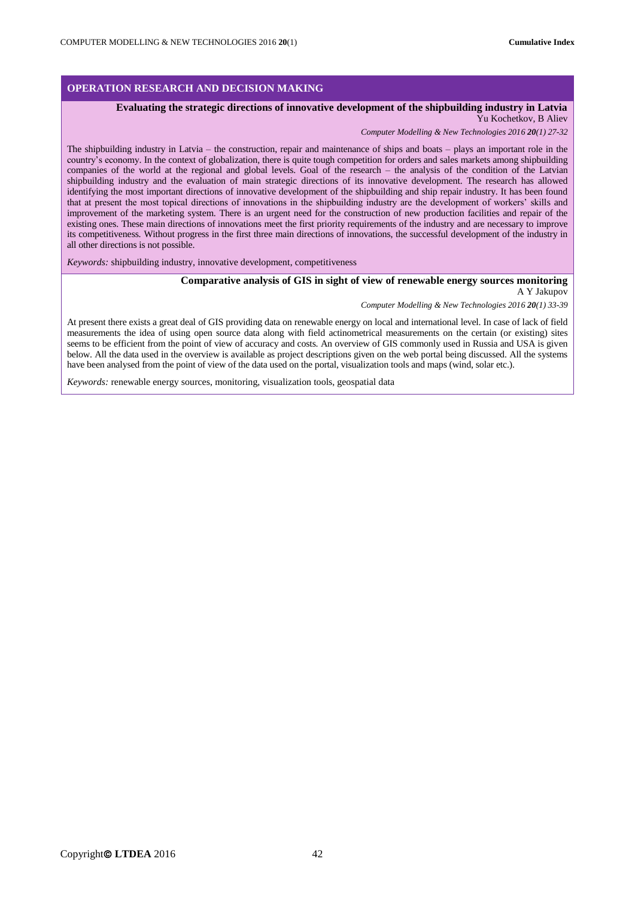## OPERATION RESEARCH AND DECISION MAKING

**Evaluating the strategic directions of innovative development of the shipbuilding industry in Latvia**

Yu Kochetkov, B Aliev

*Computer Modelling & New Technologies 2016* ***20****(1) 27-32*

The shipbuilding industry in Latvia – the construction, repair and maintenance of ships and boats – plays an important role in the country's economy. In the context of globalization, there is quite tough competition for orders and sales markets among shipbuilding companies of the world at the regional and global levels. Goal of the research – the analysis of the condition of the Latvian shipbuilding industry and the evaluation of main strategic directions of its innovative development. The research has allowed identifying the most important directions of innovative development of the shipbuilding and ship repair industry. It has been found that at present the most topical directions of innovations in the shipbuilding industry are the development of workers' skills and improvement of the marketing system. There is an urgent need for the construction of new production facilities and repair of the existing ones. These main directions of innovations meet the first priority requirements of the industry and are necessary to improve its competitiveness. Without progress in the first three main directions of innovations, the successful development of the industry in all other directions is not possible.

*Keywords:* shipbuilding industry, innovative development, competitiveness

**Comparative analysis of GIS in sight of view of renewable energy sources monitoring**

A Y Jakupov

*Computer Modelling & New Technologies 2016* ***20****(1) 33-39*

At present there exists a great deal of GIS providing data on renewable energy on local and international level. In case of lack of field measurements the idea of using open source data along with field actinometrical measurements on the certain (or existing) sites seems to be efficient from the point of view of accuracy and costs. An overview of GIS commonly used in Russia and USA is given below. All the data used in the overview is available as project descriptions given on the web portal being discussed. All the systems have been analysed from the point of view of the data used on the portal, visualization tools and maps (wind, solar etc.).

*Keywords:* renewable energy sources, monitoring, visualization tools, geospatial data